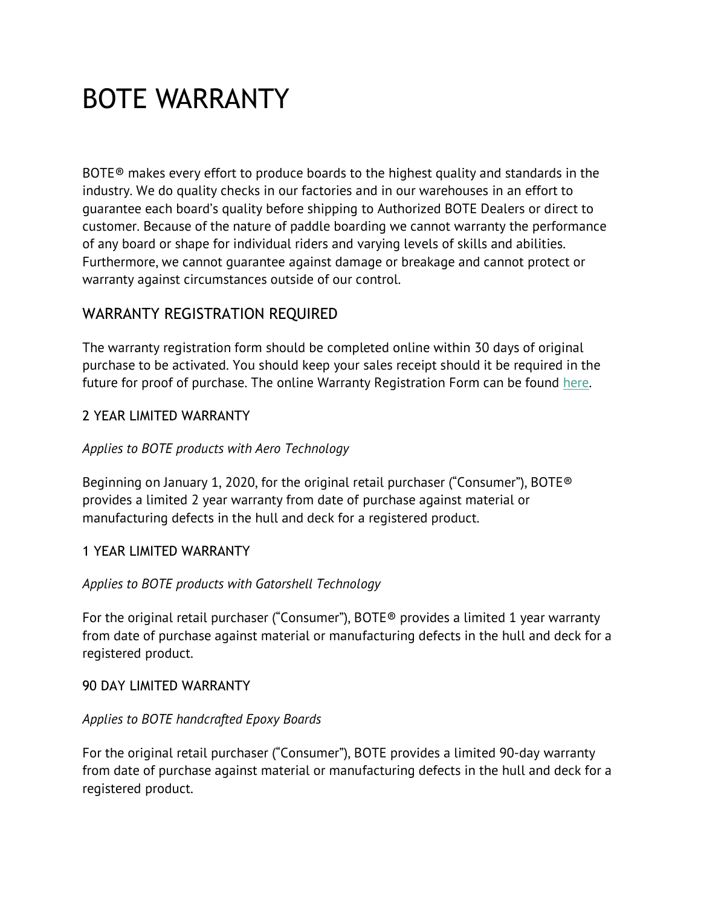# BOTE WARRANTY

BOTE® makes every effort to produce boards to the highest quality and standards in the industry. We do quality checks in our factories and in our warehouses in an effort to guarantee each board's quality before shipping to Authorized BOTE Dealers or direct to customer. Because of the nature of paddle boarding we cannot warranty the performance of any board or shape for individual riders and varying levels of skills and abilities. Furthermore, we cannot guarantee against damage or breakage and cannot protect or warranty against circumstances outside of our control.

## WARRANTY REGISTRATION REQUIRED

The warranty registration form should be completed online within 30 days of original purchase to be activated. You should keep your sales receipt should it be required in the future for proof of purchase. The online Warranty Registration Form can be found here.

### 2 YEAR LIMITED WARRANTY

*Applies to BOTE products with Aero Technology*

Beginning on January 1, 2020, for the original retail purchaser ("Consumer"), BOTE® provides a limited 2 year warranty from date of purchase against material or manufacturing defects in the hull and deck for a registered product.

### 1 YEAR LIMITED WARRANTY

*Applies to BOTE products with Gatorshell Technology*

For the original retail purchaser ("Consumer"), BOTE® provides a limited 1 year warranty from date of purchase against material or manufacturing defects in the hull and deck for a registered product.

### 90 DAY LIMITED WARRANTY

*Applies to BOTE handcrafted Epoxy Boards*

For the original retail purchaser ("Consumer"), BOTE provides a limited 90-day warranty from date of purchase against material or manufacturing defects in the hull and deck for a registered product.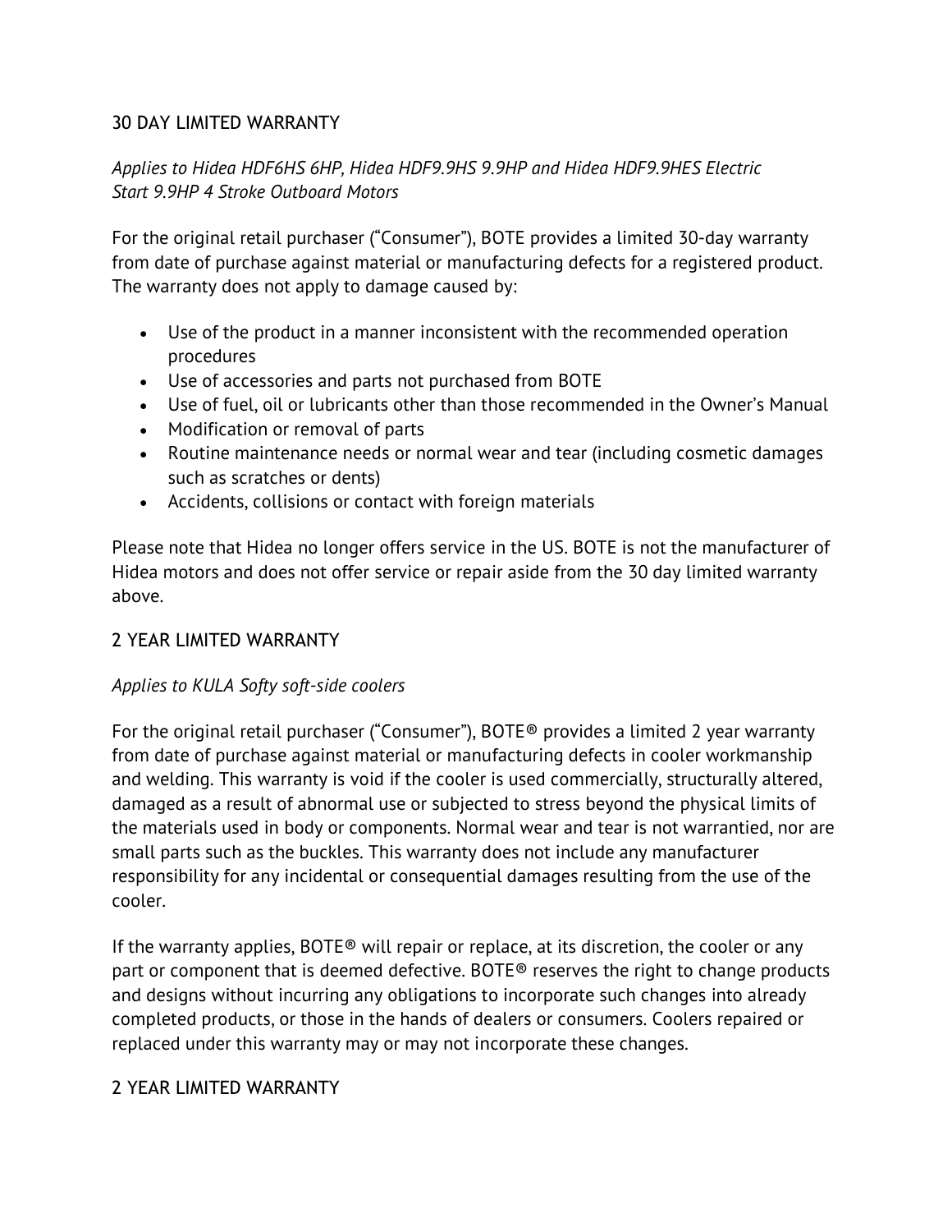## 30 DAY LIMITED WARRANTY

*Applies to Hidea HDF6HS 6HP, Hidea HDF9.9HS 9.9HP and Hidea HDF9.9HES Electric Start 9.9HP 4 Stroke Outboard Motors*

For the original retail purchaser ("Consumer"), BOTE provides a limited 30-day warranty from date of purchase against material or manufacturing defects for a registered product. The warranty does not apply to damage caused by:

- Use of the product in a manner inconsistent with the recommended operation procedures
- Use of accessories and parts not purchased from BOTE
- Use of fuel, oil or lubricants other than those recommended in the Owner's Manual
- Modification or removal of parts
- Routine maintenance needs or normal wear and tear (including cosmetic damages such as scratches or dents)
- Accidents, collisions or contact with foreign materials

Please note that Hidea no longer offers service in the US. BOTE is not the manufacturer of Hidea motors and does not offer service or repair aside from the 30 day limited warranty above.

## 2 YEAR LIMITED WARRANTY

*Applies to KULA Softy soft-side coolers*

For the original retail purchaser ("Consumer"), BOTE® provides a limited 2 year warranty from date of purchase against material or manufacturing defects in cooler workmanship and welding. This warranty is void if the cooler is used commercially, structurally altered, damaged as a result of abnormal use or subjected to stress beyond the physical limits of the materials used in body or components. Normal wear and tear is not warrantied, nor are small parts such as the buckles. This warranty does not include any manufacturer responsibility for any incidental or consequential damages resulting from the use of the cooler.

If the warranty applies, BOTE® will repair or replace, at its discretion, the cooler or any part or component that is deemed defective. BOTE® reserves the right to change products and designs without incurring any obligations to incorporate such changes into already completed products, or those in the hands of dealers or consumers. Coolers repaired or replaced under this warranty may or may not incorporate these changes.

## 2 YEAR LIMITED WARRANTY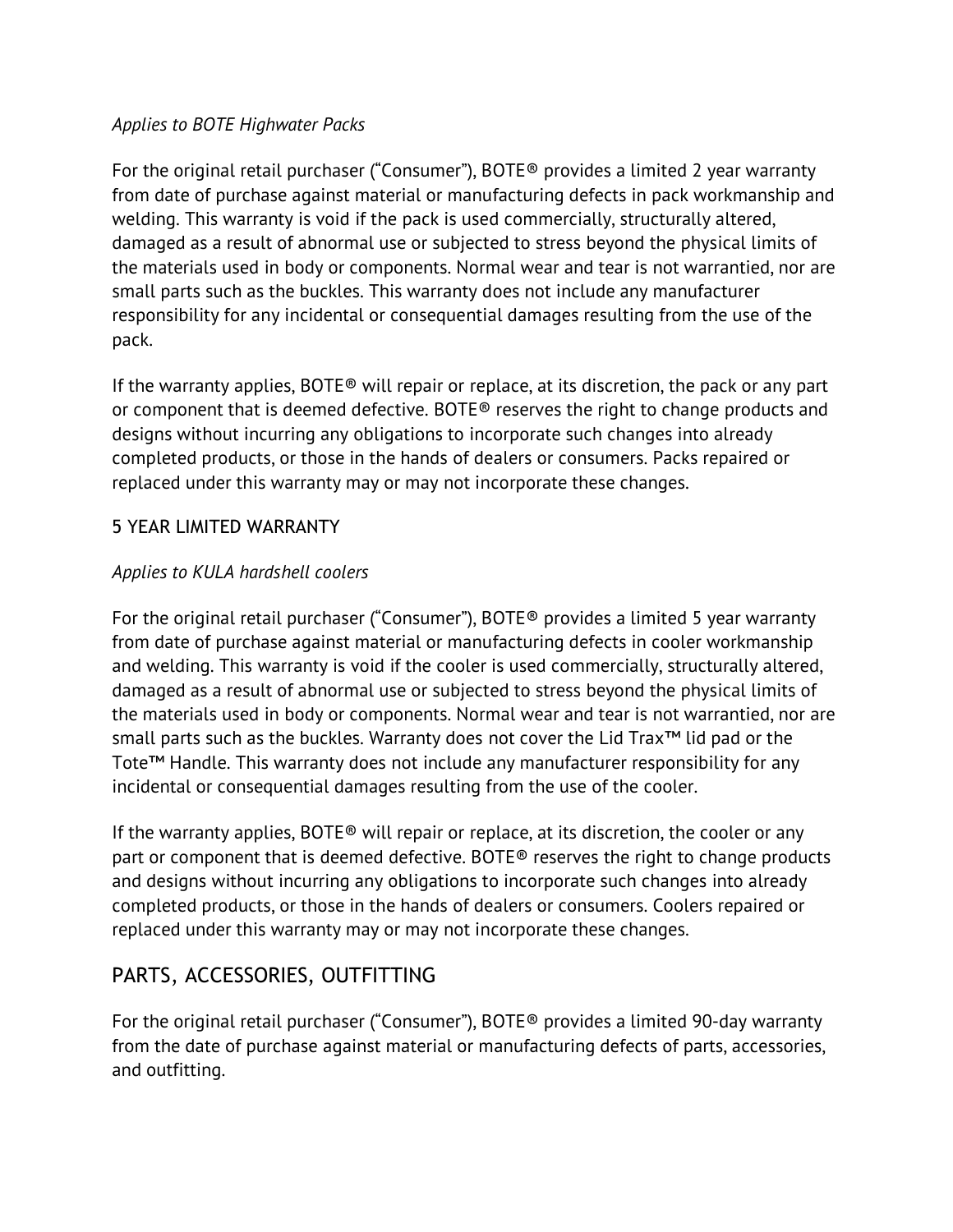*Applies to BOTE Highwater Packs*

For the original retail purchaser ("Consumer"), BOTE® provides a limited 2 year warranty from date of purchase against material or manufacturing defects in pack workmanship and welding. This warranty is void if the pack is used commercially, structurally altered, damaged as a result of abnormal use or subjected to stress beyond the physical limits of the materials used in body or components. Normal wear and tear is not warrantied, nor are small parts such as the buckles. This warranty does not include any manufacturer responsibility for any incidental or consequential damages resulting from the use of the pack.

If the warranty applies, BOTE® will repair or replace, at its discretion, the pack or any part or component that is deemed defective. BOTE® reserves the right to change products and designs without incurring any obligations to incorporate such changes into already completed products, or those in the hands of dealers or consumers. Packs repaired or replaced under this warranty may or may not incorporate these changes.

### 5 YEAR LIMITED WARRANTY

*Applies to KULA hardshell coolers*

For the original retail purchaser ("Consumer"), BOTE® provides a limited 5 year warranty from date of purchase against material or manufacturing defects in cooler workmanship and welding. This warranty is void if the cooler is used commercially, structurally altered, damaged as a result of abnormal use or subjected to stress beyond the physical limits of the materials used in body or components. Normal wear and tear is not warrantied, nor are small parts such as the buckles. Warranty does not cover the Lid Trax™ lid pad or the Tote™ Handle. This warranty does not include any manufacturer responsibility for any incidental or consequential damages resulting from the use of the cooler.

If the warranty applies, BOTE® will repair or replace, at its discretion, the cooler or any part or component that is deemed defective. BOTE® reserves the right to change products and designs without incurring any obligations to incorporate such changes into already completed products, or those in the hands of dealers or consumers. Coolers repaired or replaced under this warranty may or may not incorporate these changes.

## PARTS, ACCESSORIES, OUTFITTING

For the original retail purchaser ("Consumer"), BOTE® provides a limited 90-day warranty from the date of purchase against material or manufacturing defects of parts, accessories, and outfitting.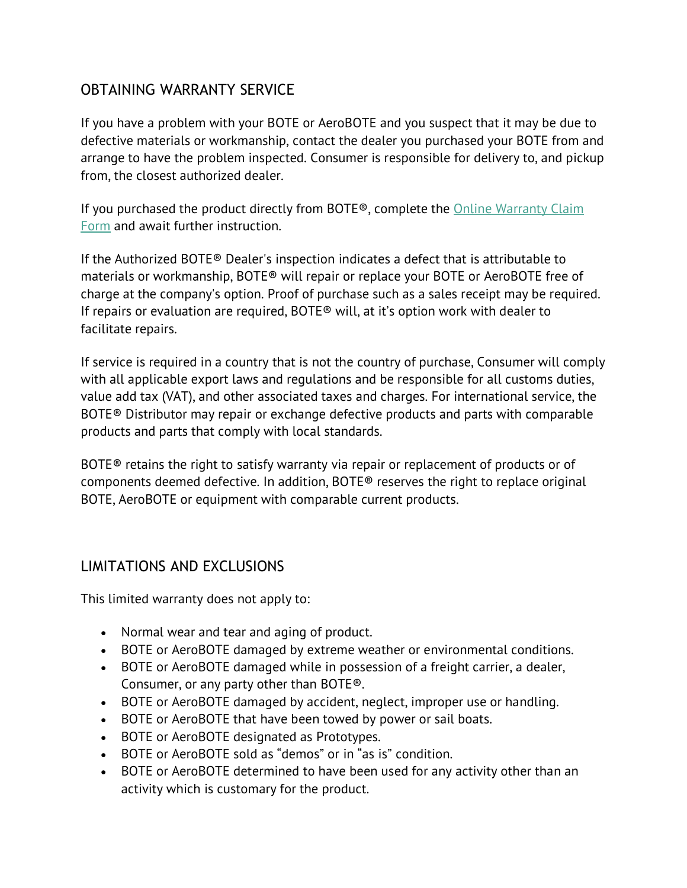## OBTAINING WARRANTY SERVICE

If you have a problem with your BOTE or AeroBOTE and you suspect that it may be due to defective materials or workmanship, contact the dealer you purchased your BOTE from and arrange to have the problem inspected. Consumer is responsible for delivery to, and pickup from, the closest authorized dealer.

If you purchased the product directly from BOTE®, complete the Online Warranty Claim Form and await further instruction.

If the Authorized BOTE® Dealer's inspection indicates a defect that is attributable to materials or workmanship, BOTE® will repair or replace your BOTE or AeroBOTE free of charge at the company's option. Proof of purchase such as a sales receipt may be required. If repairs or evaluation are required, BOTE® will, at it's option work with dealer to facilitate repairs.

If service is required in a country that is not the country of purchase, Consumer will comply with all applicable export laws and regulations and be responsible for all customs duties, value add tax (VAT), and other associated taxes and charges. For international service, the BOTE® Distributor may repair or exchange defective products and parts with comparable products and parts that comply with local standards.

BOTE® retains the right to satisfy warranty via repair or replacement of products or of components deemed defective. In addition, BOTE® reserves the right to replace original BOTE, AeroBOTE or equipment with comparable current products.

## LIMITATIONS AND EXCLUSIONS

This limited warranty does not apply to:

- Normal wear and tear and aging of product.
- BOTE or AeroBOTE damaged by extreme weather or environmental conditions.
- BOTE or AeroBOTE damaged while in possession of a freight carrier, a dealer, Consumer, or any party other than BOTE®.
- BOTE or AeroBOTE damaged by accident, neglect, improper use or handling.
- BOTE or AeroBOTE that have been towed by power or sail boats.
- BOTE or AeroBOTE designated as Prototypes.
- BOTE or AeroBOTE sold as "demos" or in "as is" condition.
- BOTE or AeroBOTE determined to have been used for any activity other than an activity which is customary for the product.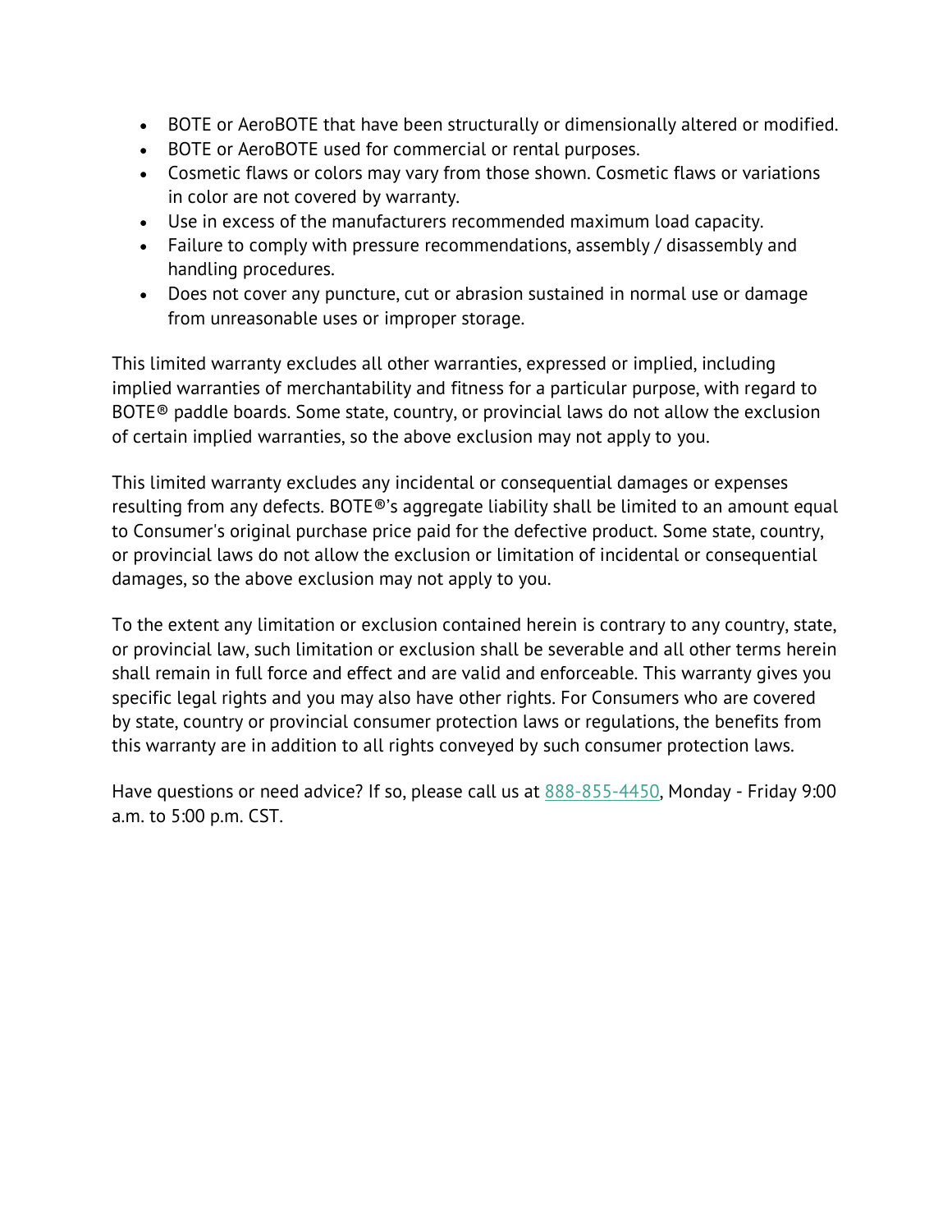- BOTE or AeroBOTE that have been structurally or dimensionally altered or modified.
- BOTE or AeroBOTE used for commercial or rental purposes.
- Cosmetic flaws or colors may vary from those shown. Cosmetic flaws or variations in color are not covered by warranty.
- Use in excess of the manufacturers recommended maximum load capacity.
- Failure to comply with pressure recommendations, assembly / disassembly and handling procedures.
- Does not cover any puncture, cut or abrasion sustained in normal use or damage from unreasonable uses or improper storage.

This limited warranty excludes all other warranties, expressed or implied, including implied warranties of merchantability and fitness for a particular purpose, with regard to BOTE® paddle boards. Some state, country, or provincial laws do not allow the exclusion of certain implied warranties, so the above exclusion may not apply to you.

This limited warranty excludes any incidental or consequential damages or expenses resulting from any defects. BOTE®'s aggregate liability shall be limited to an amount equal to Consumer's original purchase price paid for the defective product. Some state, country, or provincial laws do not allow the exclusion or limitation of incidental or consequential damages, so the above exclusion may not apply to you.

To the extent any limitation or exclusion contained herein is contrary to any country, state, or provincial law, such limitation or exclusion shall be severable and all other terms herein shall remain in full force and effect and are valid and enforceable. This warranty gives you specific legal rights and you may also have other rights. For Consumers who are covered by state, country or provincial consumer protection laws or regulations, the benefits from this warranty are in addition to all rights conveyed by such consumer protection laws.

Have questions or need advice? If so, please call us at 888-855-4450, Monday - Friday 9:00 a.m. to 5:00 p.m. CST.